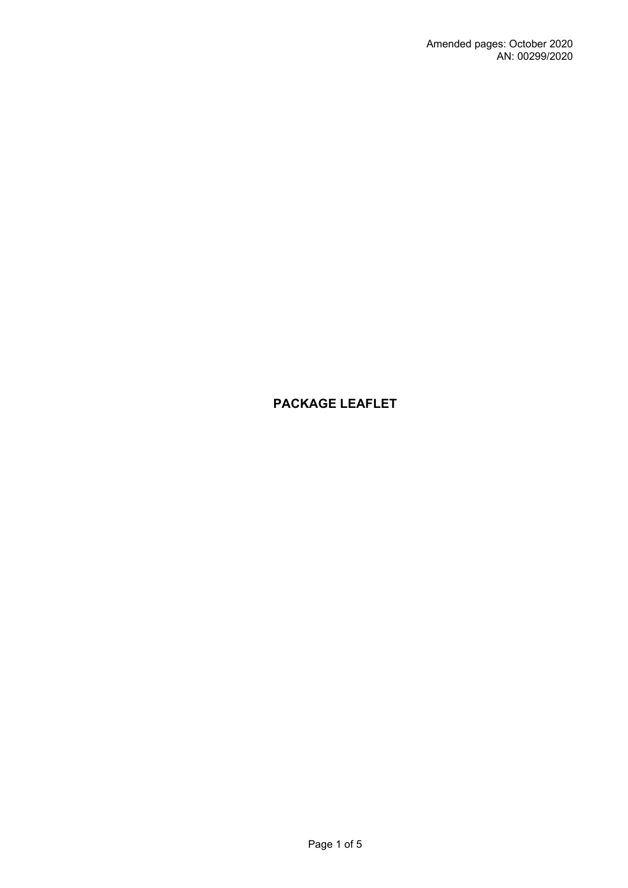Amended pages: October 2020
AN: 00299/2020

# PACKAGE LEAFLET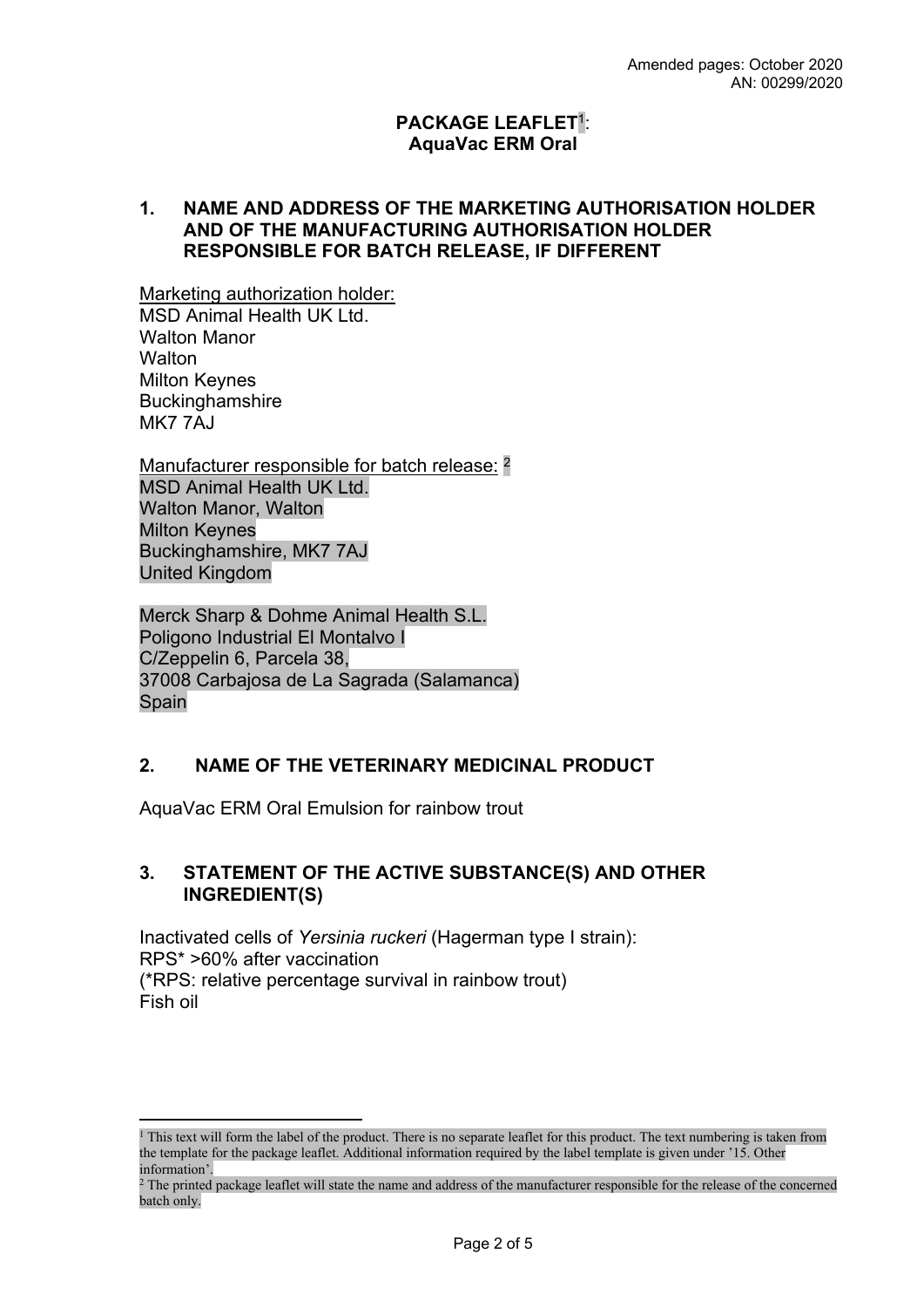Amended pages: October 2020
AN: 00299/2020

**PACKAGE LEAFLET[1]: AquaVac ERM Oral**

## 1. NAME AND ADDRESS OF THE MARKETING AUTHORISATION HOLDER AND OF THE MANUFACTURING AUTHORISATION HOLDER RESPONSIBLE FOR BATCH RELEASE, IF DIFFERENT

Marketing authorization holder:
MSD Animal Health UK Ltd.
Walton Manor
Walton
Milton Keynes
Buckinghamshire
MK7 7AJ

Manufacturer responsible for batch release: [2]
MSD Animal Health UK Ltd.
Walton Manor, Walton
Milton Keynes
Buckinghamshire, MK7 7AJ
United Kingdom

Merck Sharp & Dohme Animal Health S.L.
Poligono Industrial El Montalvo I
C/Zeppelin 6, Parcela 38,
37008 Carbajosa de La Sagrada (Salamanca)
Spain

## 2. NAME OF THE VETERINARY MEDICINAL PRODUCT

AquaVac ERM Oral Emulsion for rainbow trout

## 3. STATEMENT OF THE ACTIVE SUBSTANCE(S) AND OTHER INGREDIENT(S)

Inactivated cells of *Yersinia ruckeri* (Hagerman type I strain):
RPS* >60% after vaccination
(*RPS: relative percentage survival in rainbow trout)
Fish oil

---

[1] This text will form the label of the product. There is no separate leaflet for this product. The text numbering is taken from the template for the package leaflet. Additional information required by the label template is given under '15. Other information'.

[2] The printed package leaflet will state the name and address of the manufacturer responsible for the release of the concerned batch only.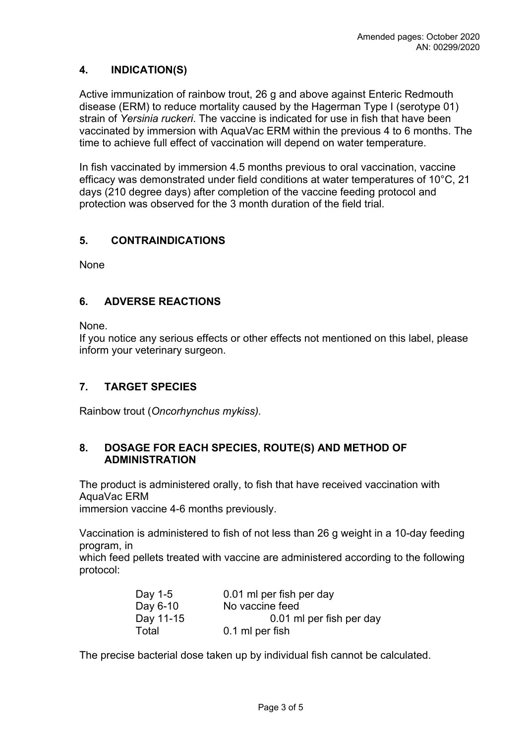## 4. INDICATION(S)

Active immunization of rainbow trout, 26 g and above against Enteric Redmouth disease (ERM) to reduce mortality caused by the Hagerman Type I (serotype 01) strain of *Yersinia ruckeri*. The vaccine is indicated for use in fish that have been vaccinated by immersion with AquaVac ERM within the previous 4 to 6 months. The time to achieve full effect of vaccination will depend on water temperature.

In fish vaccinated by immersion 4.5 months previous to oral vaccination, vaccine efficacy was demonstrated under field conditions at water temperatures of 10°C, 21 days (210 degree days) after completion of the vaccine feeding protocol and protection was observed for the 3 month duration of the field trial.

## 5. CONTRAINDICATIONS

None

## 6. ADVERSE REACTIONS

None.
If you notice any serious effects or other effects not mentioned on this label, please inform your veterinary surgeon.

## 7. TARGET SPECIES

Rainbow trout (*Oncorhynchus mykiss).*

## 8. DOSAGE FOR EACH SPECIES, ROUTE(S) AND METHOD OF ADMINISTRATION

The product is administered orally, to fish that have received vaccination with AquaVac ERM
immersion vaccine 4-6 months previously.

Vaccination is administered to fish of not less than 26 g weight in a 10-day feeding program, in
which feed pellets treated with vaccine are administered according to the following protocol:

| | |
|---|---|
| Day 1-5 | 0.01 ml per fish per day |
| Day 6-10 | No vaccine feed |
| Day 11-15 | 0.01 ml per fish per day |
| Total | 0.1 ml per fish |

The precise bacterial dose taken up by individual fish cannot be calculated.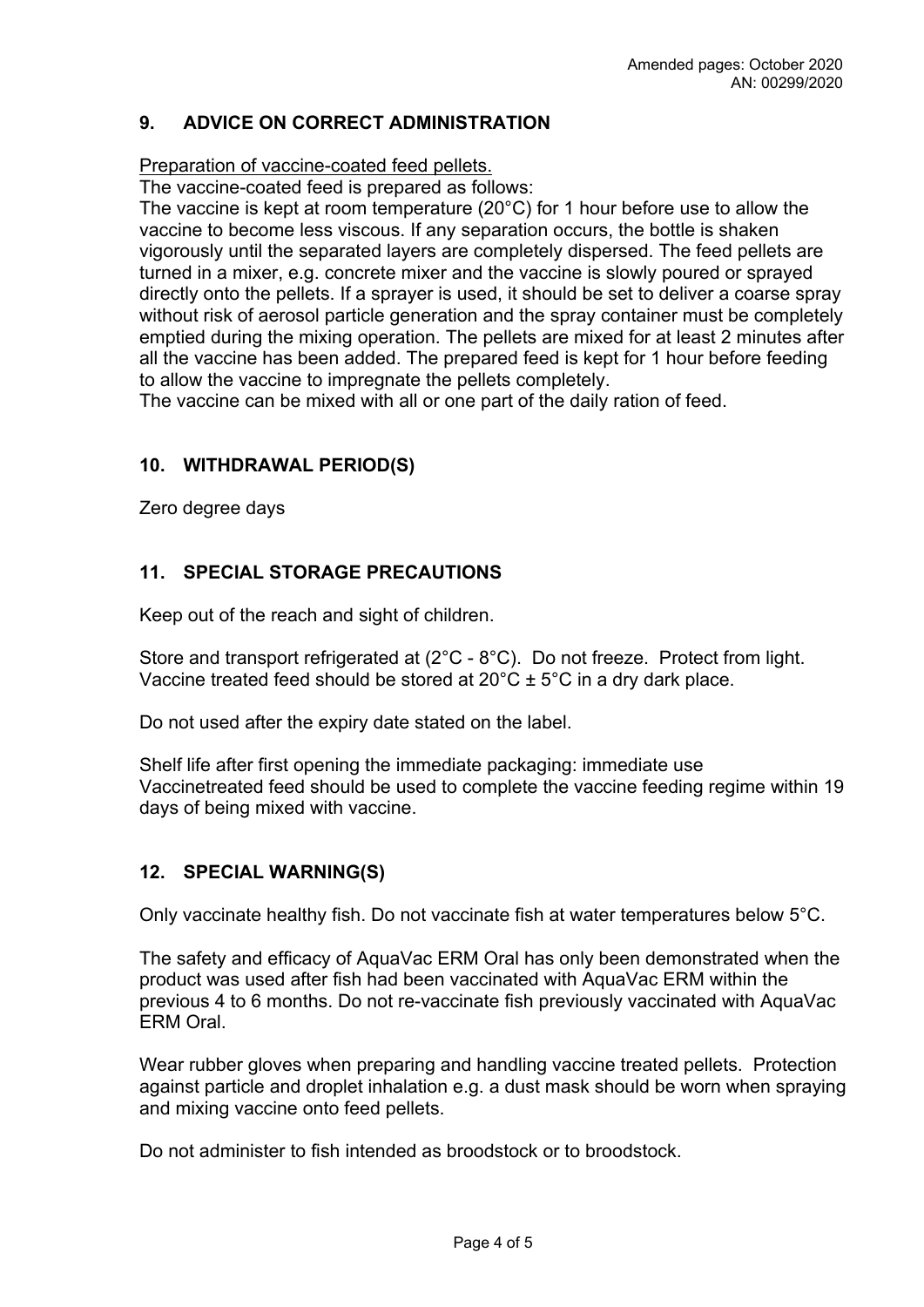## 9. ADVICE ON CORRECT ADMINISTRATION

Preparation of vaccine-coated feed pellets.

The vaccine-coated feed is prepared as follows:

The vaccine is kept at room temperature (20°C) for 1 hour before use to allow the vaccine to become less viscous. If any separation occurs, the bottle is shaken vigorously until the separated layers are completely dispersed. The feed pellets are turned in a mixer, e.g. concrete mixer and the vaccine is slowly poured or sprayed directly onto the pellets. If a sprayer is used, it should be set to deliver a coarse spray without risk of aerosol particle generation and the spray container must be completely emptied during the mixing operation. The pellets are mixed for at least 2 minutes after all the vaccine has been added. The prepared feed is kept for 1 hour before feeding to allow the vaccine to impregnate the pellets completely.

The vaccine can be mixed with all or one part of the daily ration of feed.

## 10. WITHDRAWAL PERIOD(S)

Zero degree days

## 11. SPECIAL STORAGE PRECAUTIONS

Keep out of the reach and sight of children.

Store and transport refrigerated at (2°C - 8°C). Do not freeze. Protect from light. Vaccine treated feed should be stored at 20°C ± 5°C in a dry dark place.

Do not used after the expiry date stated on the label.

Shelf life after first opening the immediate packaging: immediate use
Vaccinetreated feed should be used to complete the vaccine feeding regime within 19 days of being mixed with vaccine.

## 12. SPECIAL WARNING(S)

Only vaccinate healthy fish. Do not vaccinate fish at water temperatures below 5°C.

The safety and efficacy of AquaVac ERM Oral has only been demonstrated when the product was used after fish had been vaccinated with AquaVac ERM within the previous 4 to 6 months. Do not re-vaccinate fish previously vaccinated with AquaVac ERM Oral.

Wear rubber gloves when preparing and handling vaccine treated pellets. Protection against particle and droplet inhalation e.g. a dust mask should be worn when spraying and mixing vaccine onto feed pellets.

Do not administer to fish intended as broodstock or to broodstock.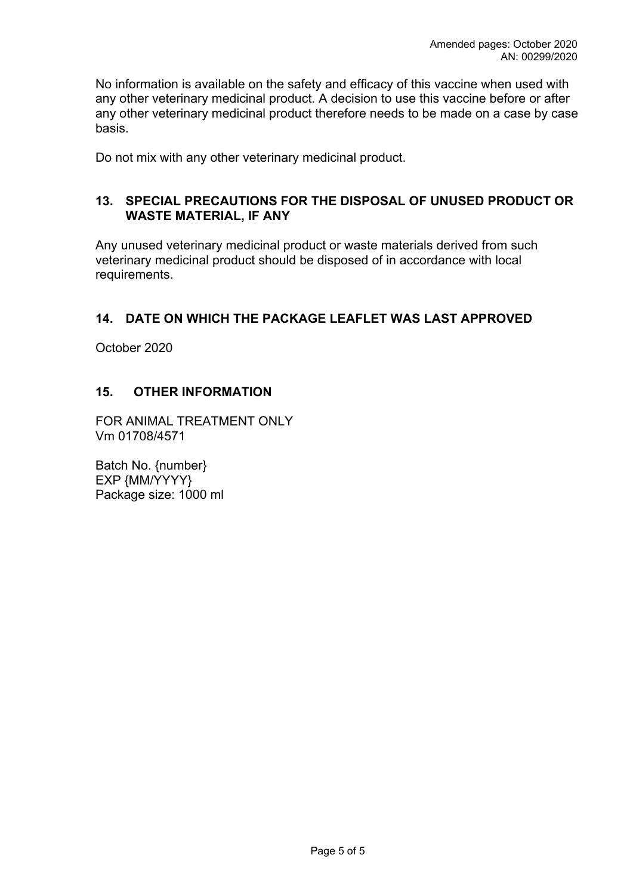No information is available on the safety and efficacy of this vaccine when used with any other veterinary medicinal product. A decision to use this vaccine before or after any other veterinary medicinal product therefore needs to be made on a case by case basis.

Do not mix with any other veterinary medicinal product.

## 13. SPECIAL PRECAUTIONS FOR THE DISPOSAL OF UNUSED PRODUCT OR WASTE MATERIAL, IF ANY

Any unused veterinary medicinal product or waste materials derived from such veterinary medicinal product should be disposed of in accordance with local requirements.

## 14. DATE ON WHICH THE PACKAGE LEAFLET WAS LAST APPROVED

October 2020

## 15. OTHER INFORMATION

FOR ANIMAL TREATMENT ONLY
Vm 01708/4571

Batch No. {number}
EXP {MM/YYYY}
Package size: 1000 ml